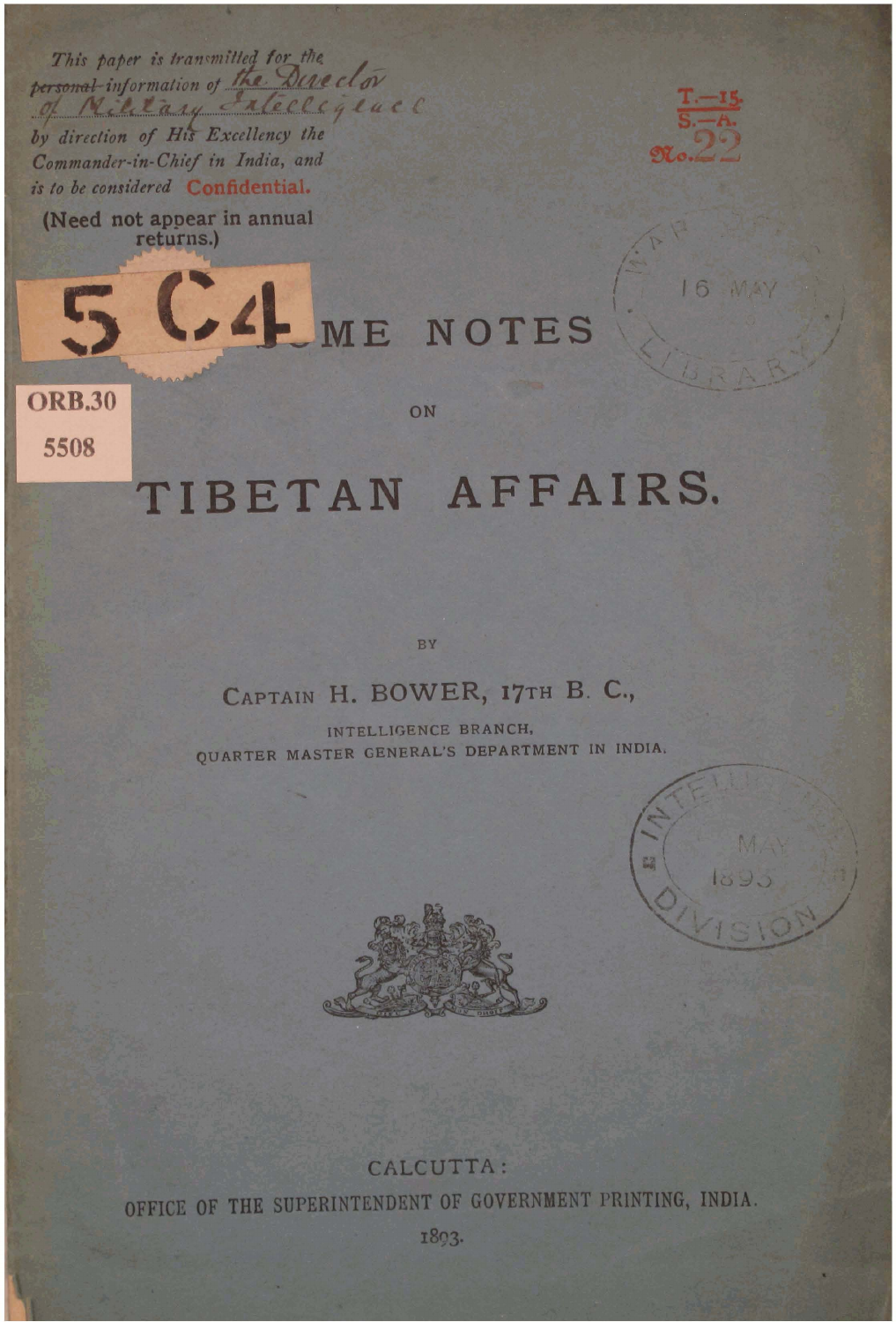*This paper is transmitted for the ~~personal~~ information of the Director of Military Intelligence by direction of His Excellency the Commander-in-Chief in India, and is to be considered* **Confidential.**

(Need not appear in annual returns.)

T.—15.
S.—A.
No. 22

5 C4

ORB.30
5508

# SOME NOTES

ON

# TIBETAN AFFAIRS.

BY

CAPTAIN H. BOWER, 17TH B. C.,

INTELLIGENCE BRANCH,
QUARTER MASTER GENERAL'S DEPARTMENT IN INDIA.

CALCUTTA:
OFFICE OF THE SUPERINTENDENT OF GOVERNMENT PRINTING, INDIA.
1893.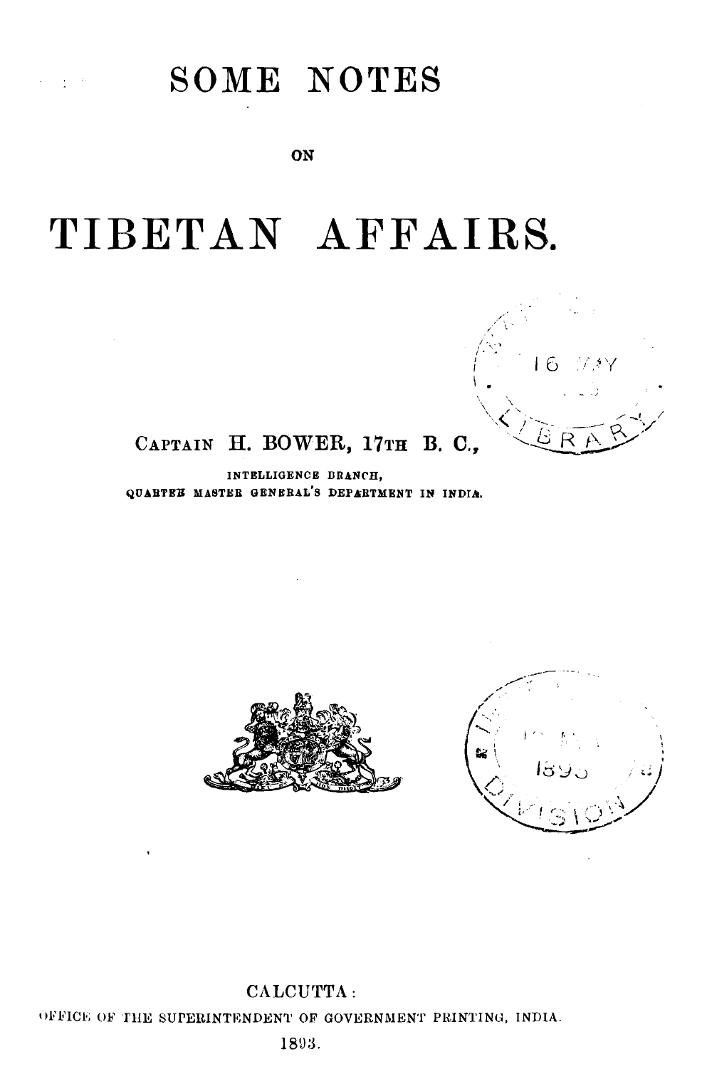# SOME NOTES

ON

# TIBETAN AFFAIRS.

CAPTAIN H. BOWER, 17TH B. C.,

INTELLIGENCE BRANCH,
QUARTER MASTER GENERAL'S DEPARTMENT IN INDIA.

CALCUTTA:
OFFICE OF THE SUPERINTENDENT OF GOVERNMENT PRINTING, INDIA.
1893.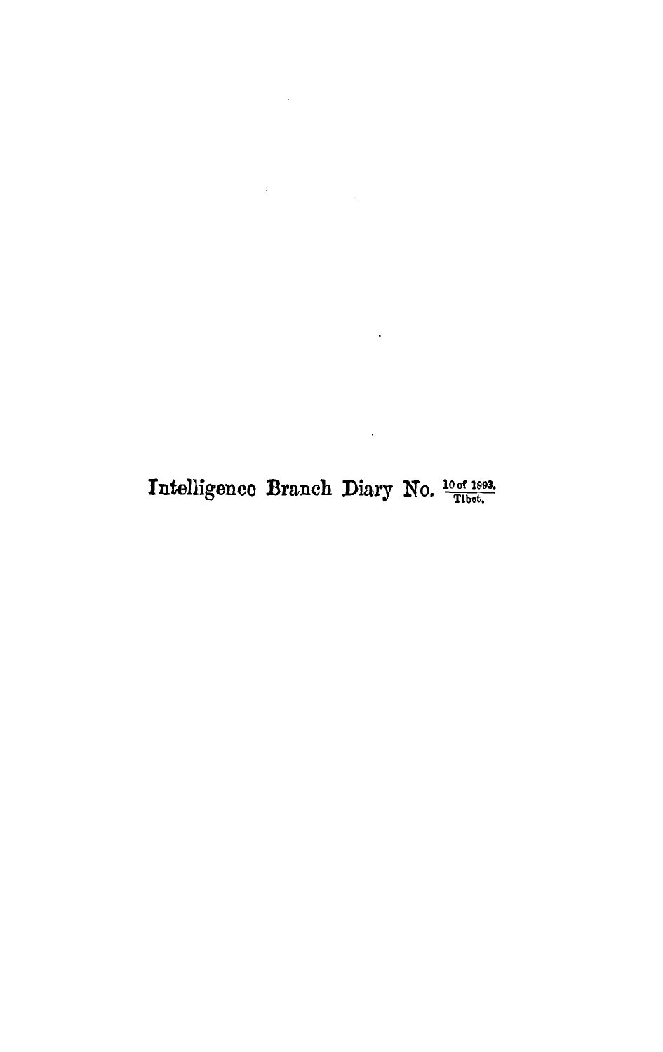Intelligence Branch Diary No. $\frac{\text{10 of 1893.}}{\text{Tibet.}}$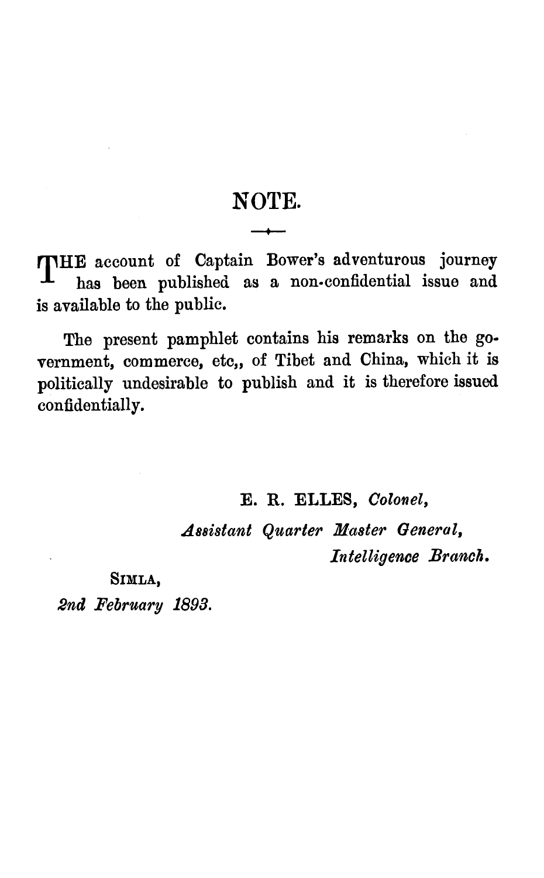# NOTE.

THE account of Captain Bower's adventurous journey has been published as a non-confidential issue and is available to the public.

The present pamphlet contains his remarks on the government, commerce, etc,, of Tibet and China, which it is politically undesirable to publish and it is therefore issued confidentially.

E. R. ELLES, *Colonel,*
*Assistant Quarter Master General,*
*Intelligence Branch.*

SIMLA,
*2nd February 1893.*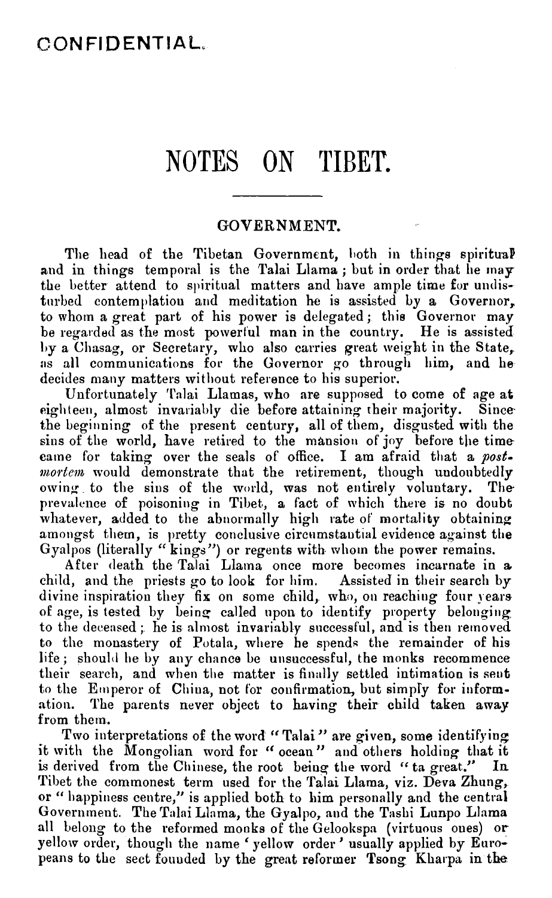CONFIDENTIAL.

# NOTES ON TIBET.

## GOVERNMENT.

The head of the Tibetan Government, both in things spiritual and in things temporal is the Talai Llama; but in order that he may the better attend to spiritual matters and have ample time for undisturbed contemplation and meditation he is assisted by a Governor, to whom a great part of his power is delegated; this Governor may be regarded as the most powerful man in the country. He is assisted by a Chasag, or Secretary, who also carries great weight in the State, as all communications for the Governor go through him, and he decides many matters without reference to his superior.

Unfortunately Talai Llamas, who are supposed to come of age at eighteen, almost invariably die before attaining their majority. Since the beginning of the present century, all of them, disgusted with the sins of the world, have retired to the mansion of joy before the time came for taking over the seals of office. I am afraid that a *post-mortem* would demonstrate that the retirement, though undoubtedly owing to the sins of the world, was not entirely voluntary. The prevalence of poisoning in Tibet, a fact of which there is no doubt whatever, added to the abnormally high rate of mortality obtaining amongst them, is pretty conclusive circumstantial evidence against the Gyalpos (literally "kings") or regents with whom the power remains.

After death the Talai Llama once more becomes incarnate in a child, and the priests go to look for him. Assisted in their search by divine inspiration they fix on some child, who, on reaching four years of age, is tested by being called upon to identify property belonging to the deceased; he is almost invariably successful, and is then removed to the monastery of Potala, where he spends the remainder of his life; should he by any chance be unsuccessful, the monks recommence their search, and when the matter is finally settled intimation is sent to the Emperor of China, not for confirmation, but simply for information. The parents never object to having their child taken away from them.

Two interpretations of the word "Talai" are given, some identifying it with the Mongolian word for "ocean" and others holding that it is derived from the Chinese, the root being the word "ta great." In Tibet the commonest term used for the Talai Llama, viz. Deva Zhung, or "happiness centre," is applied both to him personally and the central Government. The Talai Llama, the Gyalpo, and the Tashi Lunpo Llama all belong to the reformed monks of the Gelookspa (virtuous ones) or yellow order, though the name 'yellow order' usually applied by Europeans to the sect founded by the great reformer Tsong Kharpa in the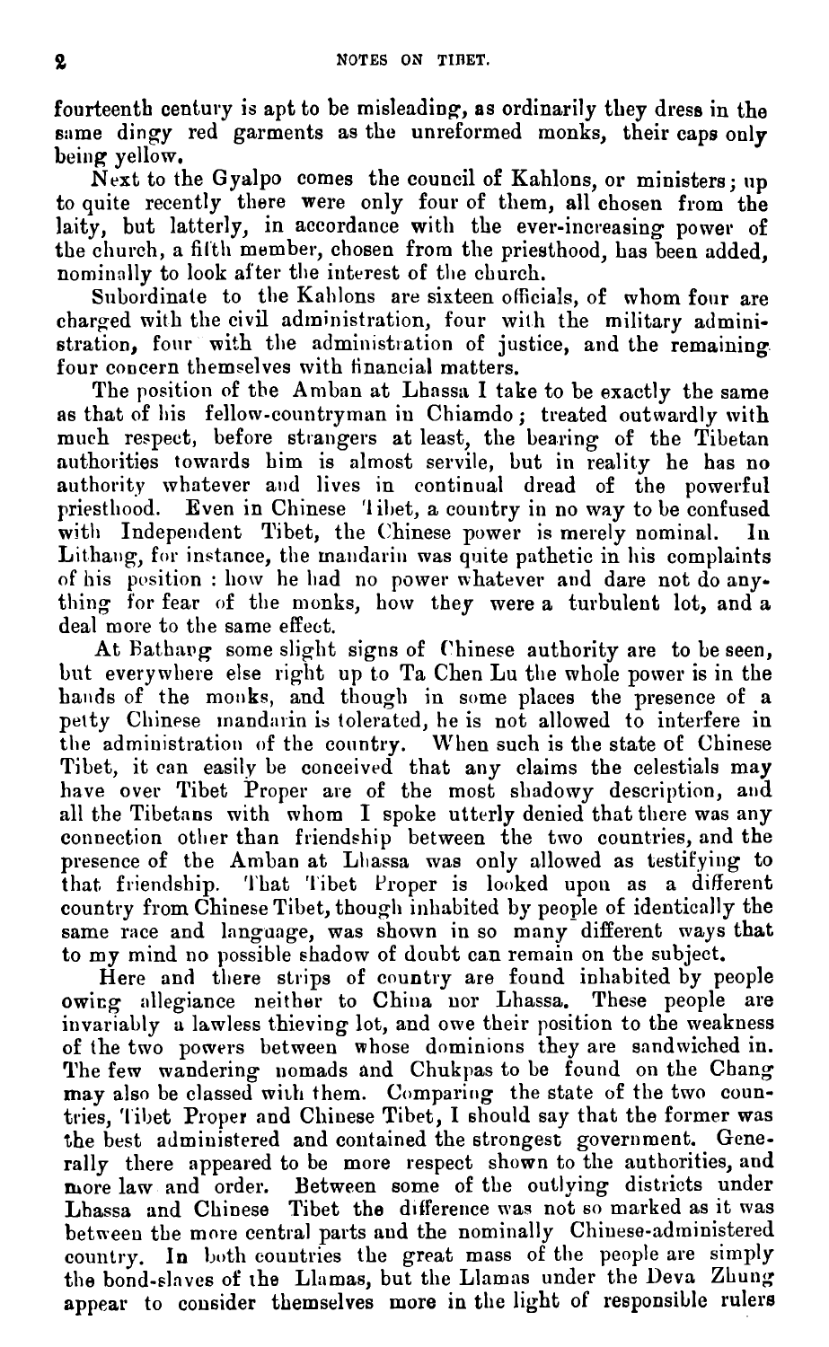fourteenth century is apt to be misleading, as ordinarily they dress in the same dingy red garments as the unreformed monks, their caps only being yellow.

Next to the Gyalpo comes the council of Kahlons, or ministers; up to quite recently there were only four of them, all chosen from the laity, but latterly, in accordance with the ever-increasing power of the church, a fifth member, chosen from the priesthood, has been added, nominally to look after the interest of the church.

Subordinate to the Kahlons are sixteen officials, of whom four are charged with the civil administration, four with the military administration, four with the administration of justice, and the remaining four concern themselves with financial matters.

The position of the Amban at Lhassa I take to be exactly the same as that of his fellow-countryman in Chiamdo; treated outwardly with much respect, before strangers at least, the bearing of the Tibetan authorities towards him is almost servile, but in reality he has no authority whatever and lives in continual dread of the powerful priesthood. Even in Chinese Tibet, a country in no way to be confused with Independent Tibet, the Chinese power is merely nominal. In Lithang, for instance, the mandarin was quite pathetic in his complaints of his position: how he had no power whatever and dare not do anything for fear of the monks, how they were a turbulent lot, and a deal more to the same effect.

At Bathang some slight signs of Chinese authority are to be seen, but everywhere else right up to Ta Chen Lu the whole power is in the hands of the monks, and though in some places the presence of a petty Chinese mandarin is tolerated, he is not allowed to interfere in the administration of the country. When such is the state of Chinese Tibet, it can easily be conceived that any claims the celestials may have over Tibet Proper are of the most shadowy description, and all the Tibetans with whom I spoke utterly denied that there was any connection other than friendship between the two countries, and the presence of the Amban at Lhassa was only allowed as testifying to that friendship. That Tibet Proper is looked upon as a different country from Chinese Tibet, though inhabited by people of identically the same race and language, was shown in so many different ways that to my mind no possible shadow of doubt can remain on the subject.

Here and there strips of country are found inhabited by people owing allegiance neither to China nor Lhassa. These people are invariably a lawless thieving lot, and owe their position to the weakness of the two powers between whose dominions they are sandwiched in. The few wandering nomads and Chukpas to be found on the Chang may also be classed with them. Comparing the state of the two countries, Tibet Proper and Chinese Tibet, I should say that the former was the best administered and contained the strongest government. Generally there appeared to be more respect shown to the authorities, and more law and order. Between some of the outlying districts under Lhassa and Chinese Tibet the difference was not so marked as it was between the more central parts and the nominally Chinese-administered country. In both countries the great mass of the people are simply the bond-slaves of the Llamas, but the Llamas under the Deva Zhung appear to consider themselves more in the light of responsible rulers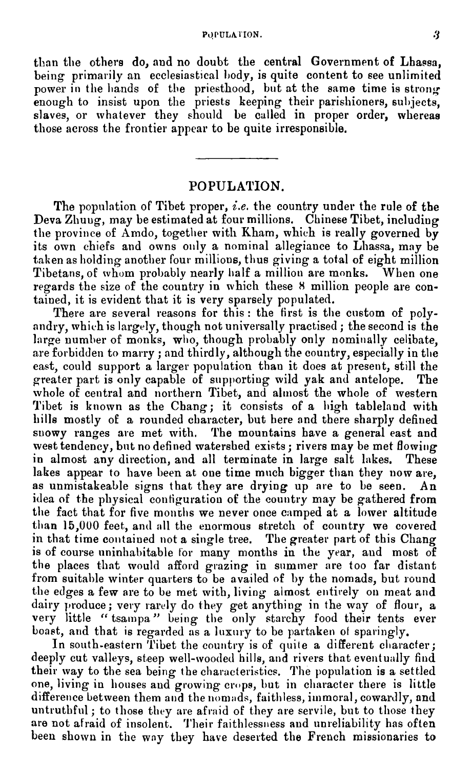than the others do, and no doubt the central Government of Lhassa, being primarily an ecclesiastical body, is quite content to see unlimited power in the hands of the priesthood, but at the same time is strong enough to insist upon the priests keeping their parishioners, subjects, slaves, or whatever they should be called in proper order, whereas those across the frontier appear to be quite irresponsible.

---

## POPULATION.

The population of Tibet proper, *i.e.* the country under the rule of the Deva Zhung, may be estimated at four millions. Chinese Tibet, including the province of Amdo, together with Kham, which is really governed by its own chiefs and owns only a nominal allegiance to Lhassa, may be taken as holding another four millions, thus giving a total of eight million Tibetans, of whom probably nearly half a million are monks. When one regards the size of the country in which these 8 million people are contained, it is evident that it is very sparsely populated.

There are several reasons for this: the first is the custom of polyandry, which is largely, though not universally practised; the second is the large number of monks, who, though probably only nominally celibate, are forbidden to marry; and thirdly, although the country, especially in the east, could support a larger population than it does at present, still the greater part is only capable of supporting wild yak and antelope. The whole of central and northern Tibet, and almost the whole of western Tibet is known as the Chang; it consists of a high tableland with hills mostly of a rounded character, but here and there sharply defined snowy ranges are met with. The mountains have a general east and west tendency, but no defined watershed exists; rivers may be met flowing in almost any direction, and all terminate in large salt lakes. These lakes appear to have been at one time much bigger than they now are, as unmistakeable signs that they are drying up are to be seen. An idea of the physical configuration of the country may be gathered from the fact that for five months we never once camped at a lower altitude than 15,000 feet, and all the enormous stretch of country we covered in that time contained not a single tree. The greater part of this Chang is of course uninhabitable for many months in the year, and most of the places that would afford grazing in summer are too far distant from suitable winter quarters to be availed of by the nomads, but round the edges a few are to be met with, living almost entirely on meat and dairy produce; very rarely do they get anything in the way of flour, a very little "tsampa" being the only starchy food their tents ever boast, and that is regarded as a luxury to be partaken of sparingly.

In south-eastern Tibet the country is of quite a different character; deeply cut valleys, steep well-wooded hills, and rivers that eventually find their way to the sea being the characteristics. The population is a settled one, living in houses and growing crops, but in character there is little difference between them and the nomads, faithless, immoral, cowardly, and untruthful; to those they are afraid of they are servile, but to those they are not afraid of insolent. Their faithlessness and unreliability has often been shown in the way they have deserted the French missionaries to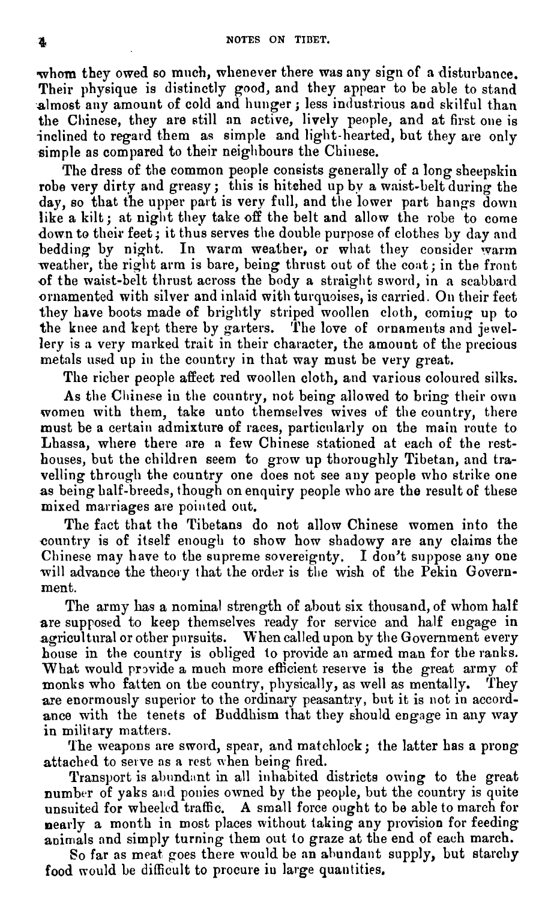whom they owed so much, whenever there was any sign of a disturbance. Their physique is distinctly good, and they appear to be able to stand almost any amount of cold and hunger; less industrious and skilful than the Chinese, they are still an active, lively people, and at first one is inclined to regard them as simple and light-hearted, but they are only simple as compared to their neighbours the Chinese.

The dress of the common people consists generally of a long sheepskin robe very dirty and greasy; this is hitched up by a waist-belt during the day, so that the upper part is very full, and the lower part hangs down like a kilt; at night they take off the belt and allow the robe to come down to their feet; it thus serves the double purpose of clothes by day and bedding by night. In warm weather, or what they consider warm weather, the right arm is bare, being thrust out of the coat; in the front of the waist-belt thrust across the body a straight sword, in a scabbard ornamented with silver and inlaid with turquoises, is carried. On their feet they have boots made of brightly striped woollen cloth, coming up to the knee and kept there by garters. The love of ornaments and jewellery is a very marked trait in their character, the amount of the precious metals used up in the country in that way must be very great.

The richer people affect red woollen cloth, and various coloured silks.

As the Chinese in the country, not being allowed to bring their own women with them, take unto themselves wives of the country, there must be a certain admixture of races, particularly on the main route to Lhassa, where there are a few Chinese stationed at each of the rest-houses, but the children seem to grow up thoroughly Tibetan, and travelling through the country one does not see any people who strike one as being half-breeds, though on enquiry people who are the result of these mixed marriages are pointed out.

The fact that the Tibetans do not allow Chinese women into the country is of itself enough to show how shadowy are any claims the Chinese may have to the supreme sovereignty. I don't suppose any one will advance the theory that the order is the wish of the Pekin Government.

The army has a nominal strength of about six thousand, of whom half are supposed to keep themselves ready for service and half engage in agricultural or other pursuits. When called upon by the Government every house in the country is obliged to provide an armed man for the ranks. What would provide a much more efficient reserve is the great army of monks who fatten on the country, physically, as well as mentally. They are enormously superior to the ordinary peasantry, but it is not in accordance with the tenets of Buddhism that they should engage in any way in military matters.

The weapons are sword, spear, and matchlock; the latter has a prong attached to serve as a rest when being fired.

Transport is abundant in all inhabited districts owing to the great number of yaks and ponies owned by the people, but the country is quite unsuited for wheeled traffic. A small force ought to be able to march for nearly a month in most places without taking any provision for feeding animals and simply turning them out to graze at the end of each march.

So far as meat goes there would be an abundant supply, but starchy food would be difficult to procure in large quantities.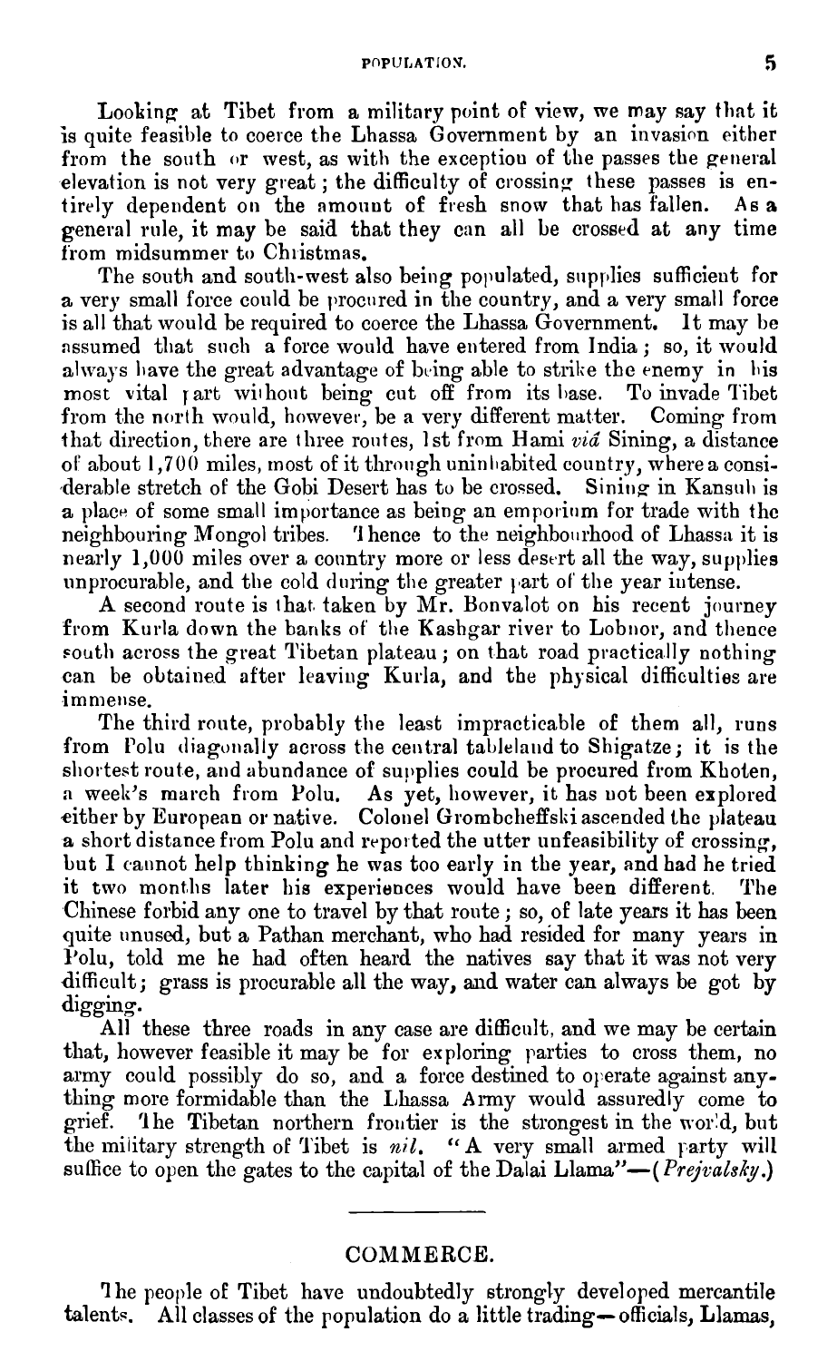Looking at Tibet from a military point of view, we may say that it is quite feasible to coerce the Lhassa Government by an invasion either from the south or west, as with the exception of the passes the general elevation is not very great; the difficulty of crossing these passes is entirely dependent on the amount of fresh snow that has fallen. As a general rule, it may be said that they can all be crossed at any time from midsummer to Christmas.

The south and south-west also being populated, supplies sufficient for a very small force could be procured in the country, and a very small force is all that would be required to coerce the Lhassa Government. It may be assumed that such a force would have entered from India; so, it would always have the great advantage of being able to strike the enemy in his most vital part without being cut off from its base. To invade Tibet from the north would, however, be a very different matter. Coming from that direction, there are three routes, 1st from Hami *viâ* Sining, a distance of about 1,700 miles, most of it through uninhabited country, where a considerable stretch of the Gobi Desert has to be crossed. Sining in Kansuh is a place of some small importance as being an emporium for trade with the neighbouring Mongol tribes. Thence to the neighbourhood of Lhassa it is nearly 1,000 miles over a country more or less desert all the way, supplies unprocurable, and the cold during the greater part of the year intense.

A second route is that taken by Mr. Bonvalot on his recent journey from Kurla down the banks of the Kashgar river to Lobnor, and thence south across the great Tibetan plateau; on that road practically nothing can be obtained after leaving Kurla, and the physical difficulties are immense.

The third route, probably the least impracticable of them all, runs from Polu diagonally across the central tableland to Shigatze; it is the shortest route, and abundance of supplies could be procured from Khoten, a week's march from Polu. As yet, however, it has not been explored either by European or native. Colonel Grombcheffski ascended the plateau a short distance from Polu and reported the utter unfeasibility of crossing, but I cannot help thinking he was too early in the year, and had he tried it two months later his experiences would have been different. The Chinese forbid any one to travel by that route; so, of late years it has been quite unused, but a Pathan merchant, who had resided for many years in Polu, told me he had often heard the natives say that it was not very difficult; grass is procurable all the way, and water can always be got by digging.

All these three roads in any case are difficult, and we may be certain that, however feasible it may be for exploring parties to cross them, no army could possibly do so, and a force destined to operate against anything more formidable than the Lhassa Army would assuredly come to grief. The Tibetan northern frontier is the strongest in the world, but the military strength of Tibet is *nil*. "A very small armed party will suffice to open the gates to the capital of the Dalai Llama"—(*Prejvalsky.*)

## COMMERCE.

The people of Tibet have undoubtedly strongly developed mercantile talents. All classes of the population do a little trading—officials, Llamas,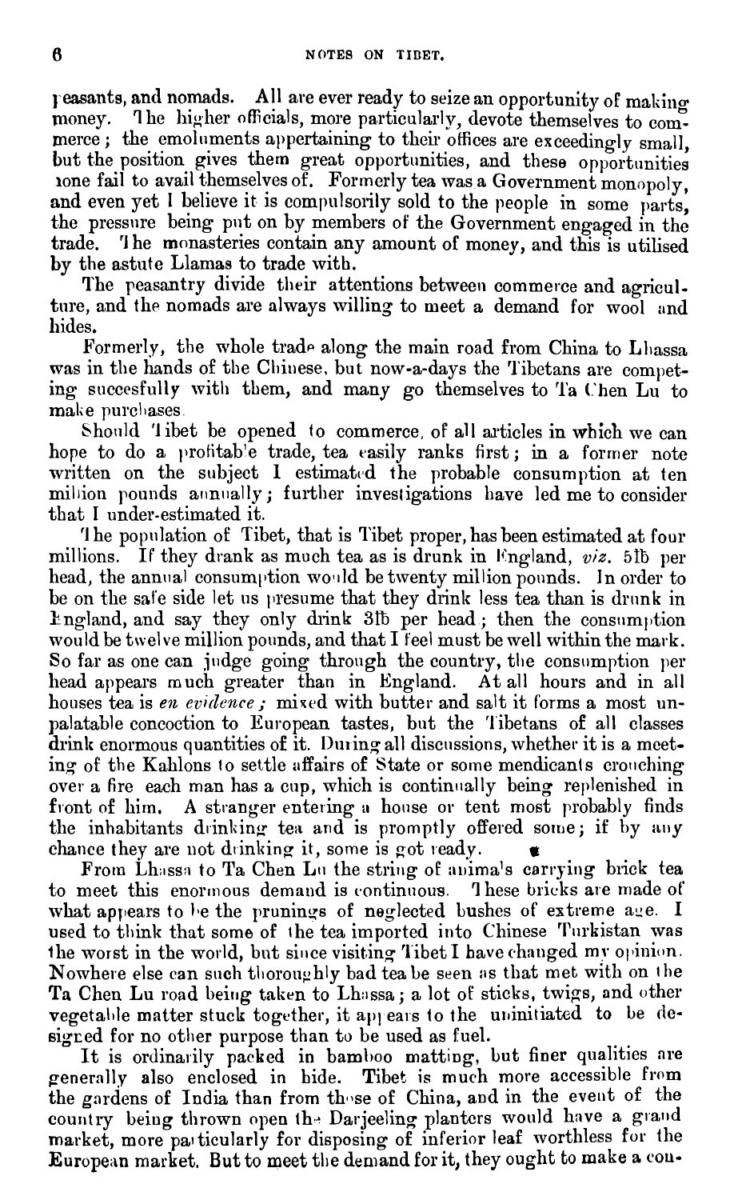peasants, and nomads. All are ever ready to seize an opportunity of making money. The higher officials, more particularly, devote themselves to commerce; the emoluments appertaining to their offices are exceedingly small, but the position gives them great opportunities, and these opportunities none fail to avail themselves of. Formerly tea was a Government monopoly, and even yet I believe it is compulsorily sold to the people in some parts, the pressure being put on by members of the Government engaged in the trade. The monasteries contain any amount of money, and this is utilised by the astute Llamas to trade with.

The peasantry divide their attentions between commerce and agriculture, and the nomads are always willing to meet a demand for wool and hides.

Formerly, the whole trade along the main road from China to Lhassa was in the hands of the Chinese, but now-a-days the Tibetans are competing succesfully with them, and many go themselves to Ta Chen Lu to make purchases.

Should Tibet be opened to commerce, of all articles in which we can hope to do a profitable trade, tea easily ranks first; in a former note written on the subject I estimated the probable consumption at ten million pounds annually; further investigations have led me to consider that I under-estimated it.

The population of Tibet, that is Tibet proper, has been estimated at four millions. If they drank as much tea as is drunk in England, *viz.* 5lb per head, the annual consumption would be twenty million pounds. In order to be on the safe side let us presume that they drink less tea than is drunk in England, and say they only drink 3lb per head; then the consumption would be twelve million pounds, and that I feel must be well within the mark. So far as one can judge going through the country, the consumption per head appears much greater than in England. At all hours and in all houses tea is *en evidence;* mixed with butter and salt it forms a most unpalatable concoction to European tastes, but the Tibetans of all classes drink enormous quantities of it. During all discussions, whether it is a meeting of the Kahlons to settle affairs of State or some mendicants crouching over a fire each man has a cup, which is continually being replenished in front of him. A stranger entering a house or tent most probably finds the inhabitants drinking tea and is promptly offered some; if by any chance they are not drinking it, some is got ready.

From Lhassa to Ta Chen Lu the string of animals carrying brick tea to meet this enormous demand is continuous. These bricks are made of what appears to be the prunings of neglected bushes of extreme age. I used to think that some of the tea imported into Chinese Turkistan was the worst in the world, but since visiting Tibet I have changed my opinion. Nowhere else can such thoroughly bad tea be seen as that met with on the Ta Chen Lu road being taken to Lhassa; a lot of sticks, twigs, and other vegetable matter stuck together, it appears to the uninitiated to be designed for no other purpose than to be used as fuel.

It is ordinarily packed in bamboo matting, but finer qualities are generally also enclosed in hide. Tibet is much more accessible from the gardens of India than from those of China, and in the event of the country being thrown open the Darjeeling planters would have a grand market, more particularly for disposing of inferior leaf worthless for the European market. But to meet the demand for it, they ought to make a con-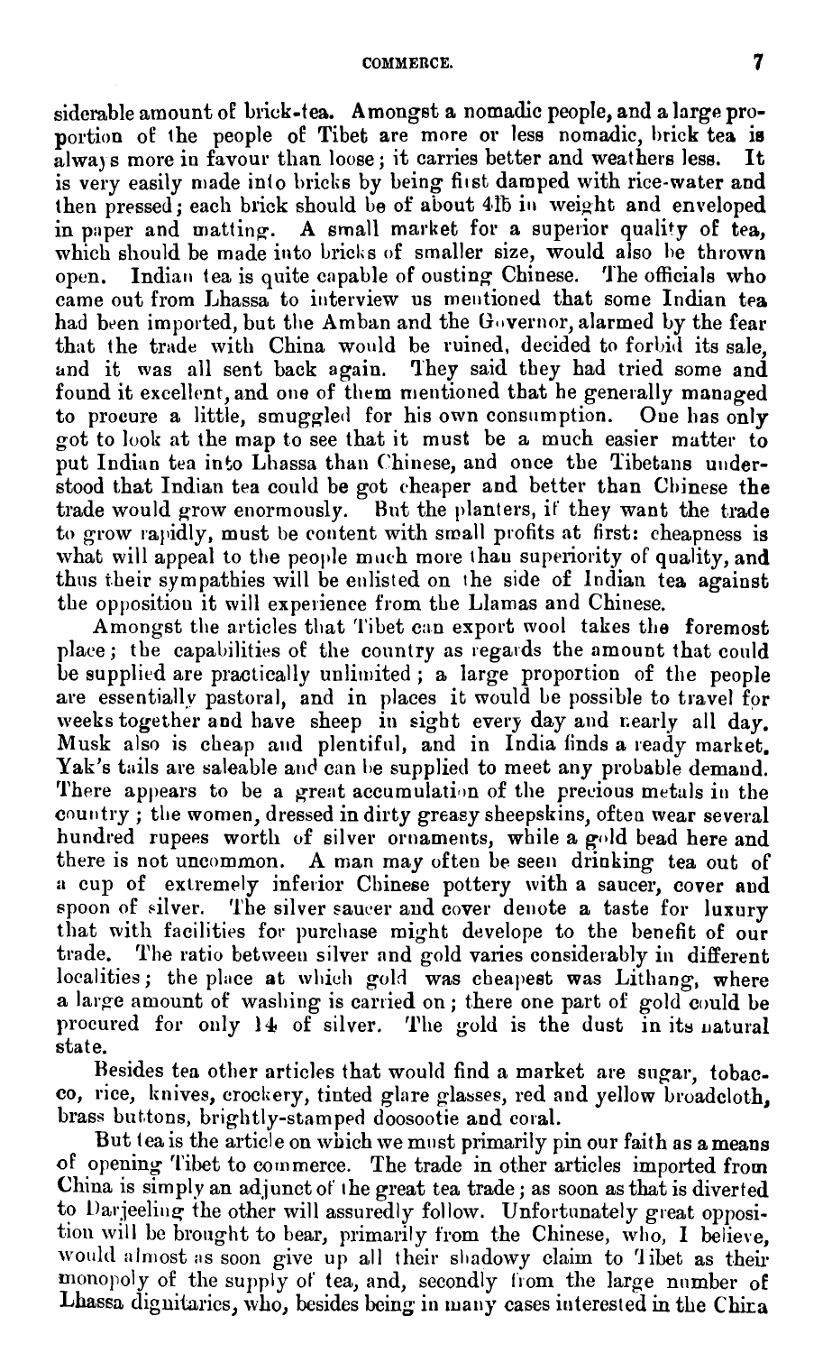siderable amount of brick-tea. Amongst a nomadic people, and a large proportion of the people of Tibet are more or less nomadic, brick tea is always more in favour than loose; it carries better and weathers less. It is very easily made into bricks by being first damped with rice-water and then pressed; each brick should be of about 4lb in weight and enveloped in paper and matting. A small market for a superior quality of tea, which should be made into bricks of smaller size, would also be thrown open. Indian tea is quite capable of ousting Chinese. The officials who came out from Lhassa to interview us mentioned that some Indian tea had been imported, but the Amban and the Governor, alarmed by the fear that the trade with China would be ruined, decided to forbid its sale, and it was all sent back again. They said they had tried some and found it excellent, and one of them mentioned that he generally managed to procure a little, smuggled for his own consumption. One has only got to look at the map to see that it must be a much easier matter to put Indian tea into Lhassa than Chinese, and once the Tibetans understood that Indian tea could be got cheaper and better than Chinese the trade would grow enormously. But the planters, if they want the trade to grow rapidly, must be content with small profits at first: cheapness is what will appeal to the people much more than superiority of quality, and thus their sympathies will be enlisted on the side of Indian tea against the opposition it will experience from the Llamas and Chinese.

Amongst the articles that Tibet can export wool takes the foremost place; the capabilities of the country as regards the amount that could be supplied are practically unlimited; a large proportion of the people are essentially pastoral, and in places it would be possible to travel for weeks together and have sheep in sight every day and nearly all day. Musk also is cheap and plentiful, and in India finds a ready market. Yak's tails are saleable and can be supplied to meet any probable demand. There appears to be a great accumulation of the precious metals in the country; the women, dressed in dirty greasy sheepskins, often wear several hundred rupees worth of silver ornaments, while a gold bead here and there is not uncommon. A man may often be seen drinking tea out of a cup of extremely inferior Chinese pottery with a saucer, cover and spoon of silver. The silver saucer and cover denote a taste for luxury that with facilities for purchase might develope to the benefit of our trade. The ratio between silver and gold varies considerably in different localities; the place at which gold was cheapest was Lithang, where a large amount of washing is carried on; there one part of gold could be procured for only 14 of silver. The gold is the dust in its natural state.

Besides tea other articles that would find a market are sugar, tobacco, rice, knives, crockery, tinted glare glasses, red and yellow broadcloth, brass buttons, brightly-stamped doosootie and coral.

But tea is the article on which we must primarily pin our faith as a means of opening Tibet to commerce. The trade in other articles imported from China is simply an adjunct of the great tea trade; as soon as that is diverted to Darjeeling the other will assuredly follow. Unfortunately great opposition will be brought to bear, primarily from the Chinese, who, I believe, would almost as soon give up all their shadowy claim to Tibet as their monopoly of the supply of tea, and, secondly from the large number of Lhassa dignitaries, who, besides being in many cases interested in the China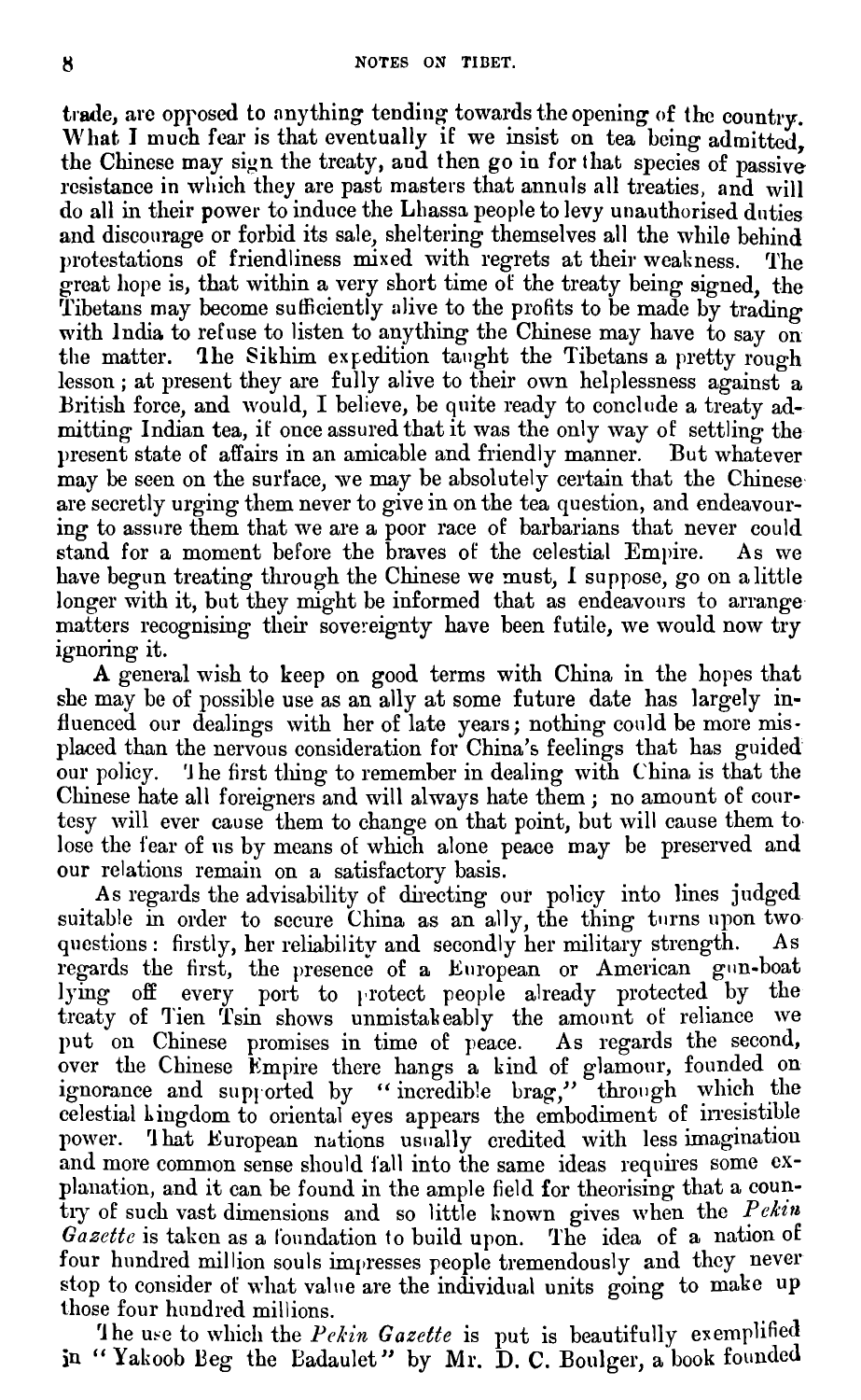trade, are opposed to anything tending towards the opening of the country. What I much fear is that eventually if we insist on tea being admitted, the Chinese may sign the treaty, and then go in for that species of passive resistance in which they are past masters that annuls all treaties, and will do all in their power to induce the Lhassa people to levy unauthorised duties and discourage or forbid its sale, sheltering themselves all the while behind protestations of friendliness mixed with regrets at their weakness. The great hope is, that within a very short time of the treaty being signed, the Tibetans may become sufficiently alive to the profits to be made by trading with India to refuse to listen to anything the Chinese may have to say on the matter. The Sikhim expedition taught the Tibetans a pretty rough lesson; at present they are fully alive to their own helplessness against a British force, and would, I believe, be quite ready to conclude a treaty admitting Indian tea, if once assured that it was the only way of settling the present state of affairs in an amicable and friendly manner. But whatever may be seen on the surface, we may be absolutely certain that the Chinese are secretly urging them never to give in on the tea question, and endeavouring to assure them that we are a poor race of barbarians that never could stand for a moment before the braves of the celestial Empire. As we have begun treating through the Chinese we must, I suppose, go on a little longer with it, but they might be informed that as endeavours to arrange matters recognising their sovereignty have been futile, we would now try ignoring it.

A general wish to keep on good terms with China in the hopes that she may be of possible use as an ally at some future date has largely influenced our dealings with her of late years; nothing could be more misplaced than the nervous consideration for China's feelings that has guided our policy. The first thing to remember in dealing with China is that the Chinese hate all foreigners and will always hate them; no amount of courtesy will ever cause them to change on that point, but will cause them to lose the fear of us by means of which alone peace may be preserved and our relations remain on a satisfactory basis.

As regards the advisability of directing our policy into lines judged suitable in order to secure China as an ally, the thing turns upon two questions: firstly, her reliability and secondly her military strength. As regards the first, the presence of a European or American gun-boat lying off every port to protect people already protected by the treaty of Tien Tsin shows unmistakeably the amount of reliance we put on Chinese promises in time of peace. As regards the second, over the Chinese Empire there hangs a kind of glamour, founded on ignorance and supported by "incredible brag," through which the celestial kingdom to oriental eyes appears the embodiment of irresistible power. That European nations usually credited with less imagination and more common sense should fall into the same ideas requires some explanation, and it can be found in the ample field for theorising that a country of such vast dimensions and so little known gives when the *Pekin Gazette* is taken as a foundation to build upon. The idea of a nation of four hundred million souls impresses people tremendously and they never stop to consider of what value are the individual units going to make up those four hundred millions.

The use to which the *Pekin Gazette* is put is beautifully exemplified in "Yakoob Beg the Badaulet" by Mr. D. C. Boulger, a book founded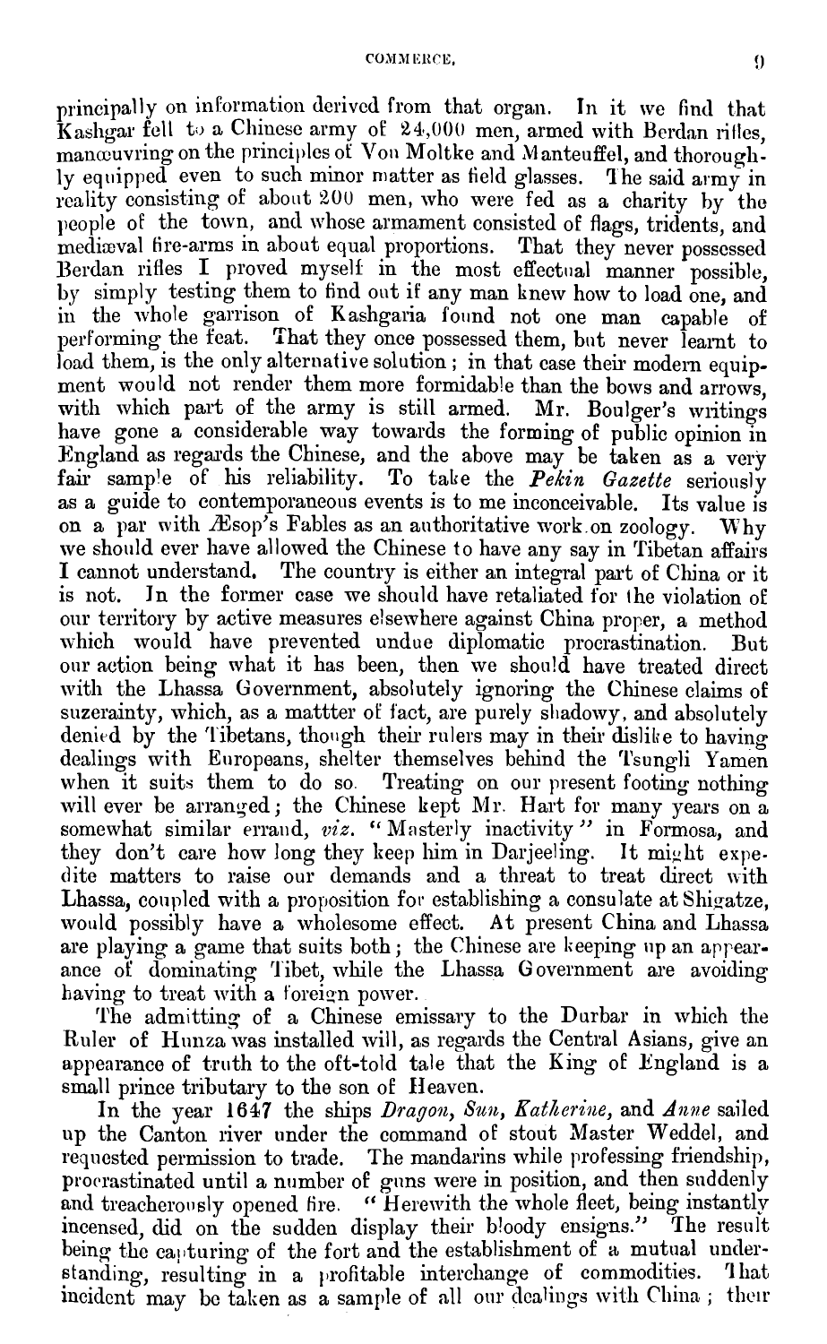principally on information derived from that organ. In it we find that Kashgar fell to a Chinese army of 24,000 men, armed with Berdan rifles, manœuvring on the principles of Von Moltke and Manteuffel, and thoroughly equipped even to such minor matter as field glasses. The said army in reality consisting of about 200 men, who were fed as a charity by the people of the town, and whose armament consisted of flags, tridents, and mediæval fire-arms in about equal proportions. That they never possessed Berdan rifles I proved myself in the most effectual manner possible, by simply testing them to find out if any man knew how to load one, and in the whole garrison of Kashgaria found not one man capable of performing the feat. That they once possessed them, but never learnt to load them, is the only alternative solution; in that case their modern equipment would not render them more formidable than the bows and arrows, with which part of the army is still armed. Mr. Boulger's writings have gone a considerable way towards the forming of public opinion in England as regards the Chinese, and the above may be taken as a very fair sample of his reliability. To take the ***Pekin Gazette*** seriously as a guide to contemporaneous events is to me inconceivable. Its value is on a par with Æsop's Fables as an authoritative work on zoology. Why we should ever have allowed the Chinese to have any say in Tibetan affairs I cannot understand. The country is either an integral part of China or it is not. In the former case we should have retaliated for the violation of our territory by active measures elsewhere against China proper, a method which would have prevented undue diplomatic procrastination. But our action being what it has been, then we should have treated direct with the Lhassa Government, absolutely ignoring the Chinese claims of suzerainty, which, as a mattter of fact, are purely shadowy, and absolutely denied by the Tibetans, though their rulers may in their dislike to having dealings with Europeans, shelter themselves behind the Tsungli Yamen when it suits them to do so. Treating on our present footing nothing will ever be arranged; the Chinese kept Mr. Hart for many years on a somewhat similar errand, *viz.* "Masterly inactivity" in Formosa, and they don't care how long they keep him in Darjeeling. It might expedite matters to raise our demands and a threat to treat direct with Lhassa, coupled with a proposition for establishing a consulate at Shigatze, would possibly have a wholesome effect. At present China and Lhassa are playing a game that suits both; the Chinese are keeping up an appearance of dominating Tibet, while the Lhassa Government are avoiding having to treat with a foreign power.

The admitting of a Chinese emissary to the Durbar in which the Ruler of Hunza was installed will, as regards the Central Asians, give an appearance of truth to the oft-told tale that the King of England is a small prince tributary to the son of Heaven.

In the year 1647 the ships ***Dragon***, ***Sun***, ***Katherine***, and ***Anne*** sailed up the Canton river under the command of stout Master Weddel, and requested permission to trade. The mandarins while professing friendship, procrastinated until a number of guns were in position, and then suddenly and treacherously opened fire. "Herewith the whole fleet, being instantly incensed, did on the sudden display their bloody ensigns." The result being the capturing of the fort and the establishment of a mutual understanding, resulting in a profitable interchange of commodities. That incident may be taken as a sample of all our dealings with China; their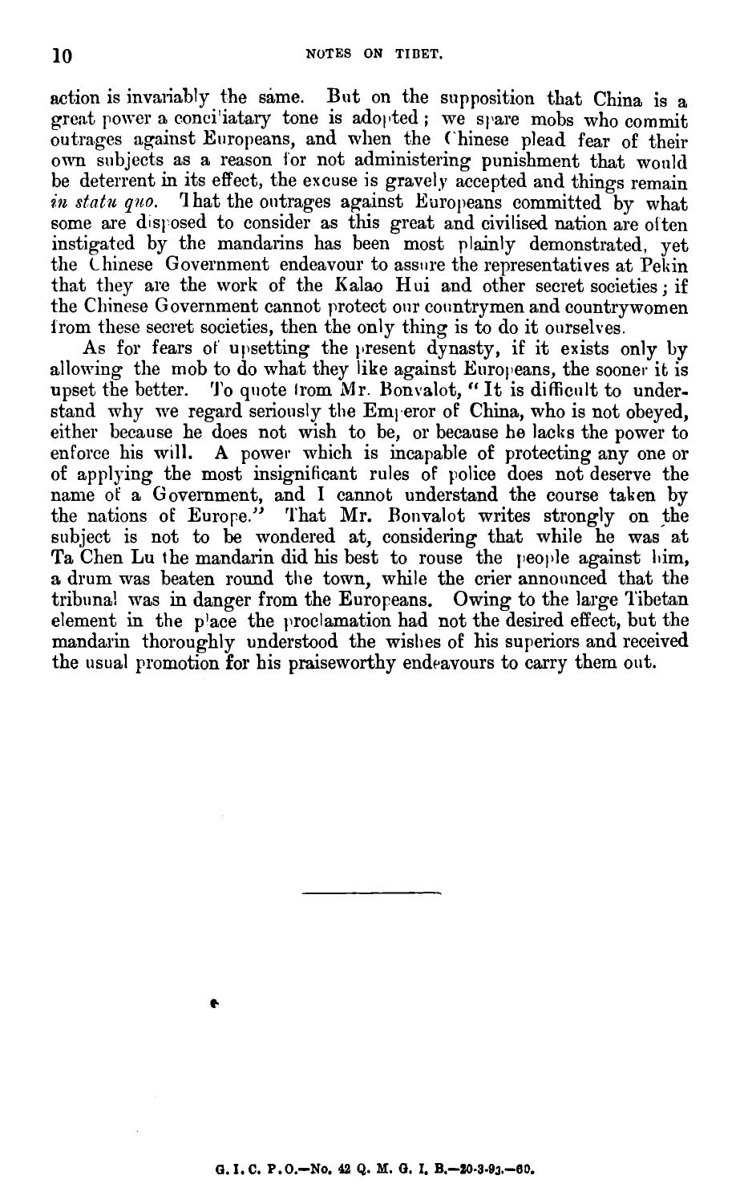action is invariably the same. But on the supposition that China is a great power a conciliatary tone is adopted; we spare mobs who commit outrages against Europeans, and when the Chinese plead fear of their own subjects as a reason for not administering punishment that would be deterrent in its effect, the excuse is gravely accepted and things remain *in statu quo*. That the outrages against Europeans committed by what some are disposed to consider as this great and civilised nation are often instigated by the mandarins has been most plainly demonstrated, yet the Chinese Government endeavour to assure the representatives at Pekin that they are the work of the Kalao Hui and other secret societies; if the Chinese Government cannot protect our countrymen and countrywomen from these secret societies, then the only thing is to do it ourselves.

As for fears of upsetting the present dynasty, if it exists only by allowing the mob to do what they like against Europeans, the sooner it is upset the better. To quote from Mr. Bonvalot, "It is difficult to understand why we regard seriously the Emperor of China, who is not obeyed, either because he does not wish to be, or because he lacks the power to enforce his will. A power which is incapable of protecting any one or of applying the most insignificant rules of police does not deserve the name of a Government, and I cannot understand the course taken by the nations of Europe." That Mr. Bonvalot writes strongly on the subject is not to be wondered at, considering that while he was at Ta Chen Lu the mandarin did his best to rouse the people against him, a drum was beaten round the town, while the crier announced that the tribunal was in danger from the Europeans. Owing to the large Tibetan element in the place the proclamation had not the desired effect, but the mandarin thoroughly understood the wishes of his superiors and received the usual promotion for his praiseworthy endeavours to carry them out.

---

G. I. C. P. O.—No. 42 Q. M. G. I. B.—20-3-93.—60.